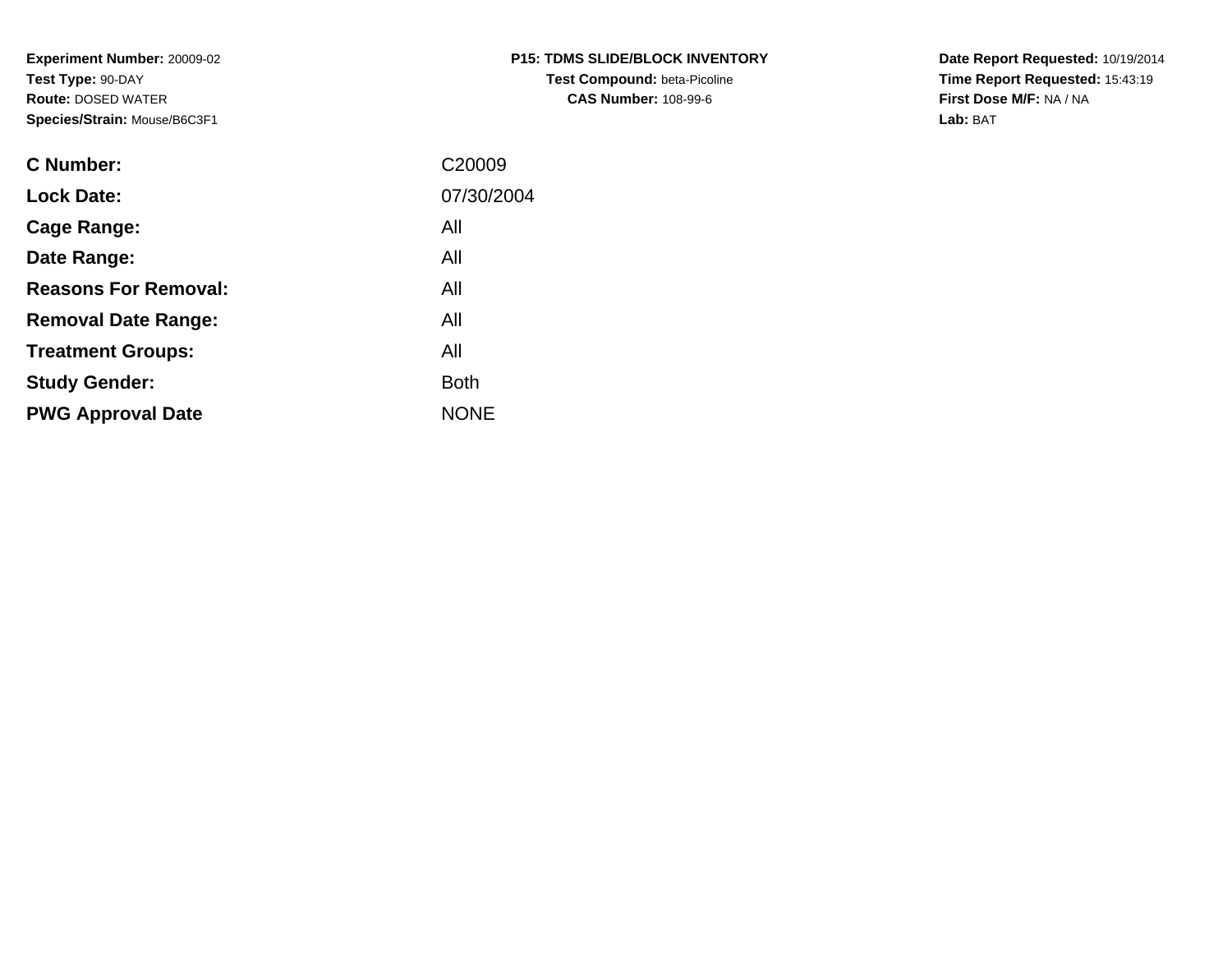**Experiment Number:** 20009-02
**Test Type:** 90-DAY
**Route:** DOSED WATER
**Species/Strain:** Mouse/B6C3F1

**P15: TDMS SLIDE/BLOCK INVENTORY**
**Test Compound:** beta-Picoline
**CAS Number:** 108-99-6

**Date Report Requested:** 10/19/2014
**Time Report Requested:** 15:43:19
**First Dose M/F:** NA / NA
**Lab:** BAT

| | |
|---|---|
| **C Number:** | C20009 |
| **Lock Date:** | 07/30/2004 |
| **Cage Range:** | All |
| **Date Range:** | All |
| **Reasons For Removal:** | All |
| **Removal Date Range:** | All |
| **Treatment Groups:** | All |
| **Study Gender:** | Both |
| **PWG Approval Date** | NONE |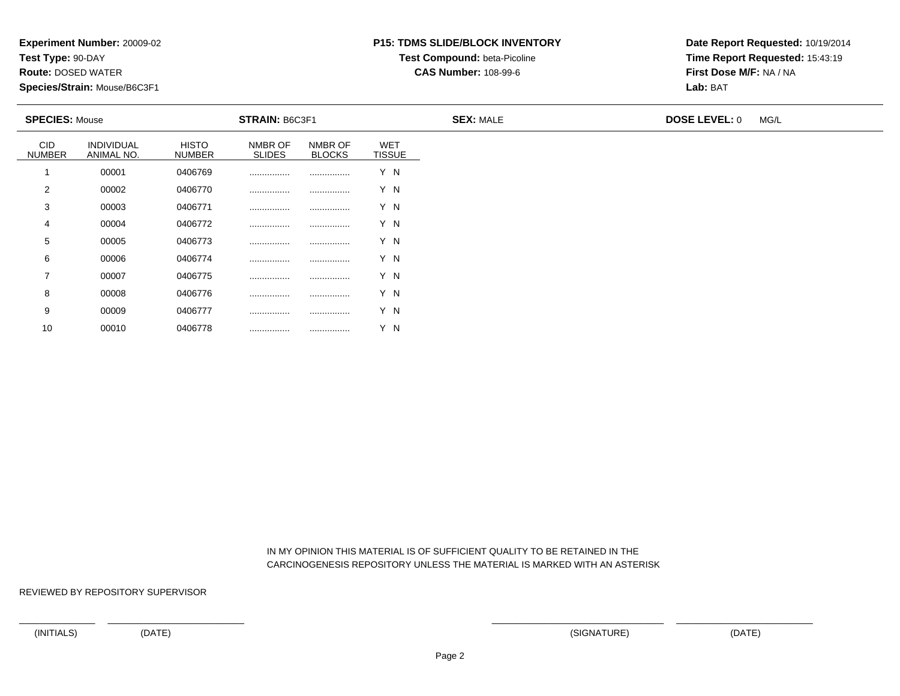**Experiment Number:** 20009-02
**Test Type:** 90-DAY
**Route:** DOSED WATER
**Species/Strain:** Mouse/B6C3F1

**P15: TDMS SLIDE/BLOCK INVENTORY**
**Test Compound:** beta-Picoline
**CAS Number:** 108-99-6

**Date Report Requested:** 10/19/2014
**Time Report Requested:** 15:43:19
**First Dose M/F:** NA / NA
**Lab:** BAT

**SPECIES:** Mouse **STRAIN:** B6C3F1 **SEX:** MALE **DOSE LEVEL:** 0 MG/L

| CID NUMBER | INDIVIDUAL ANIMAL NO. | HISTO NUMBER | NMBR OF SLIDES | NMBR OF BLOCKS | WET TISSUE |
|---|---|---|---|---|---|
| 1 | 00001 | 0406769 | ................ | ................ | Y N |
| 2 | 00002 | 0406770 | ................ | ................ | Y N |
| 3 | 00003 | 0406771 | ................ | ................ | Y N |
| 4 | 00004 | 0406772 | ................ | ................ | Y N |
| 5 | 00005 | 0406773 | ................ | ................ | Y N |
| 6 | 00006 | 0406774 | ................ | ................ | Y N |
| 7 | 00007 | 0406775 | ................ | ................ | Y N |
| 8 | 00008 | 0406776 | ................ | ................ | Y N |
| 9 | 00009 | 0406777 | ................ | ................ | Y N |
| 10 | 00010 | 0406778 | ................ | ................ | Y N |

IN MY OPINION THIS MATERIAL IS OF SUFFICIENT QUALITY TO BE RETAINED IN THE CARCINOGENESIS REPOSITORY UNLESS THE MATERIAL IS MARKED WITH AN ASTERISK

REVIEWED BY REPOSITORY SUPERVISOR

(INITIALS) (DATE) (SIGNATURE) (DATE)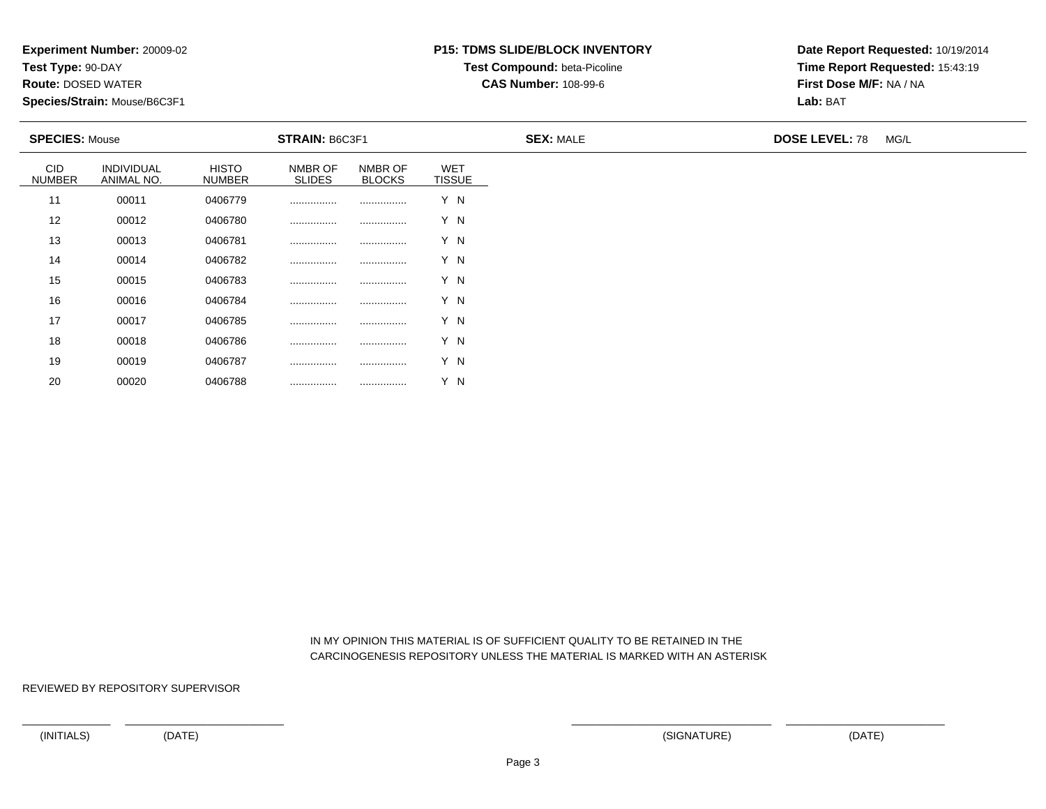**Experiment Number:** 20009-02
**Test Type:** 90-DAY
**Route:** DOSED WATER
**Species/Strain:** Mouse/B6C3F1

**P15: TDMS SLIDE/BLOCK INVENTORY**
**Test Compound:** beta-Picoline
**CAS Number:** 108-99-6

**Date Report Requested:** 10/19/2014
**Time Report Requested:** 15:43:19
**First Dose M/F:** NA / NA
**Lab:** BAT

**SPECIES:** Mouse **STRAIN:** B6C3F1 **SEX:** MALE **DOSE LEVEL:** 78 MG/L

| CID NUMBER | INDIVIDUAL ANIMAL NO. | HISTO NUMBER | NMBR OF SLIDES | NMBR OF BLOCKS | WET TISSUE |
|---|---|---|---|---|---|
| 11 | 00011 | 0406779 | ................ | ................ | Y N |
| 12 | 00012 | 0406780 | ................ | ................ | Y N |
| 13 | 00013 | 0406781 | ................ | ................ | Y N |
| 14 | 00014 | 0406782 | ................ | ................ | Y N |
| 15 | 00015 | 0406783 | ................ | ................ | Y N |
| 16 | 00016 | 0406784 | ................ | ................ | Y N |
| 17 | 00017 | 0406785 | ................ | ................ | Y N |
| 18 | 00018 | 0406786 | ................ | ................ | Y N |
| 19 | 00019 | 0406787 | ................ | ................ | Y N |
| 20 | 00020 | 0406788 | ................ | ................ | Y N |

IN MY OPINION THIS MATERIAL IS OF SUFFICIENT QUALITY TO BE RETAINED IN THE CARCINOGENESIS REPOSITORY UNLESS THE MATERIAL IS MARKED WITH AN ASTERISK

REVIEWED BY REPOSITORY SUPERVISOR

(INITIALS) (DATE) (SIGNATURE) (DATE)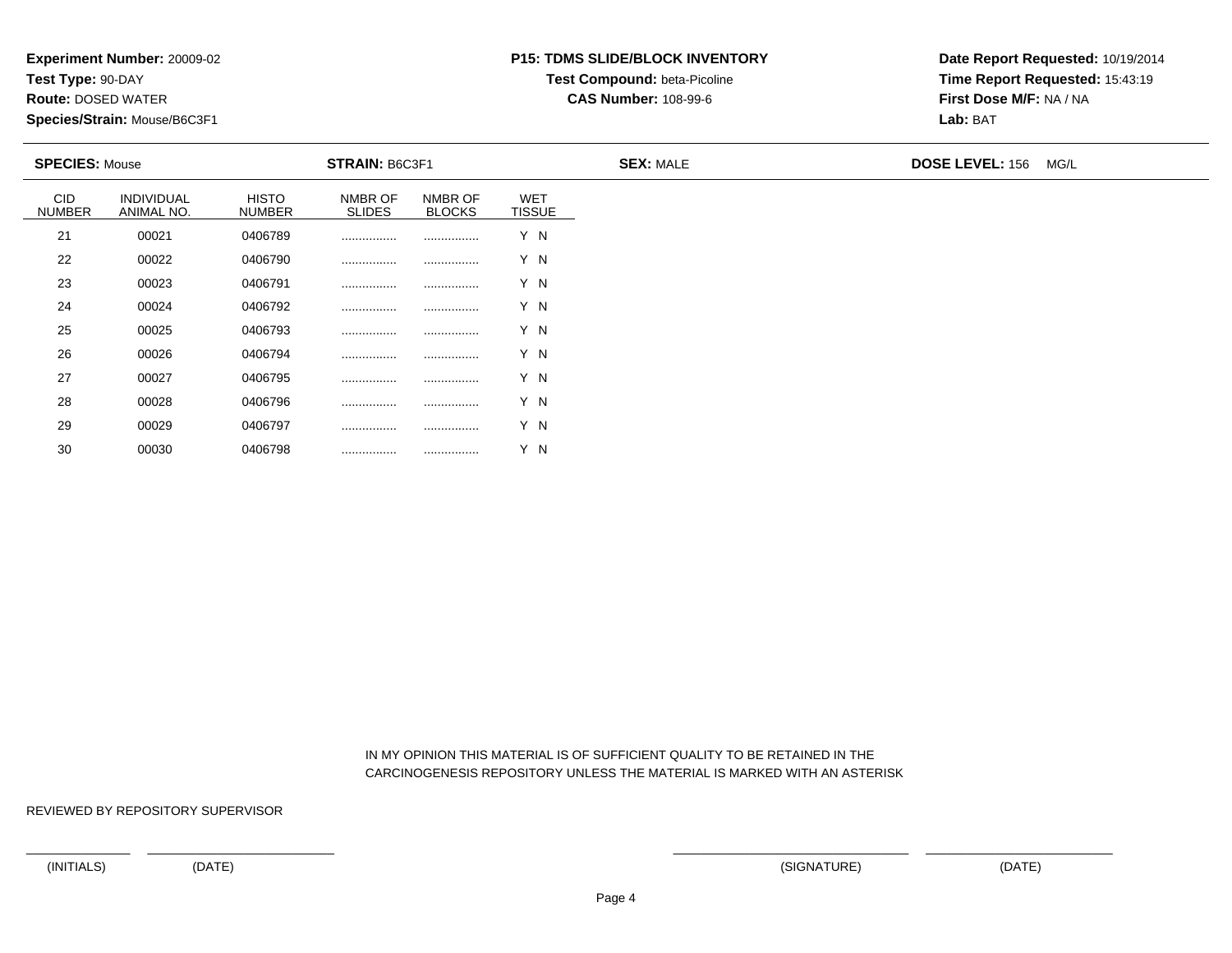**Experiment Number:** 20009-02
**Test Type:** 90-DAY
**Route:** DOSED WATER
**Species/Strain:** Mouse/B6C3F1

**P15: TDMS SLIDE/BLOCK INVENTORY**
**Test Compound:** beta-Picoline
**CAS Number:** 108-99-6

**Date Report Requested:** 10/19/2014
**Time Report Requested:** 15:43:19
**First Dose M/F:** NA / NA
**Lab:** BAT

**SPECIES:** Mouse | **STRAIN:** B6C3F1 | **SEX:** MALE | **DOSE LEVEL:** 156 MG/L

| CID NUMBER | INDIVIDUAL ANIMAL NO. | HISTO NUMBER | NMBR OF SLIDES | NMBR OF BLOCKS | WET TISSUE |
|---|---|---|---|---|---|
| 21 | 00021 | 0406789 | ................ | ................ | Y N |
| 22 | 00022 | 0406790 | ................ | ................ | Y N |
| 23 | 00023 | 0406791 | ................ | ................ | Y N |
| 24 | 00024 | 0406792 | ................ | ................ | Y N |
| 25 | 00025 | 0406793 | ................ | ................ | Y N |
| 26 | 00026 | 0406794 | ................ | ................ | Y N |
| 27 | 00027 | 0406795 | ................ | ................ | Y N |
| 28 | 00028 | 0406796 | ................ | ................ | Y N |
| 29 | 00029 | 0406797 | ................ | ................ | Y N |
| 30 | 00030 | 0406798 | ................ | ................ | Y N |

IN MY OPINION THIS MATERIAL IS OF SUFFICIENT QUALITY TO BE RETAINED IN THE CARCINOGENESIS REPOSITORY UNLESS THE MATERIAL IS MARKED WITH AN ASTERISK

REVIEWED BY REPOSITORY SUPERVISOR

(INITIALS) (DATE) (SIGNATURE) (DATE)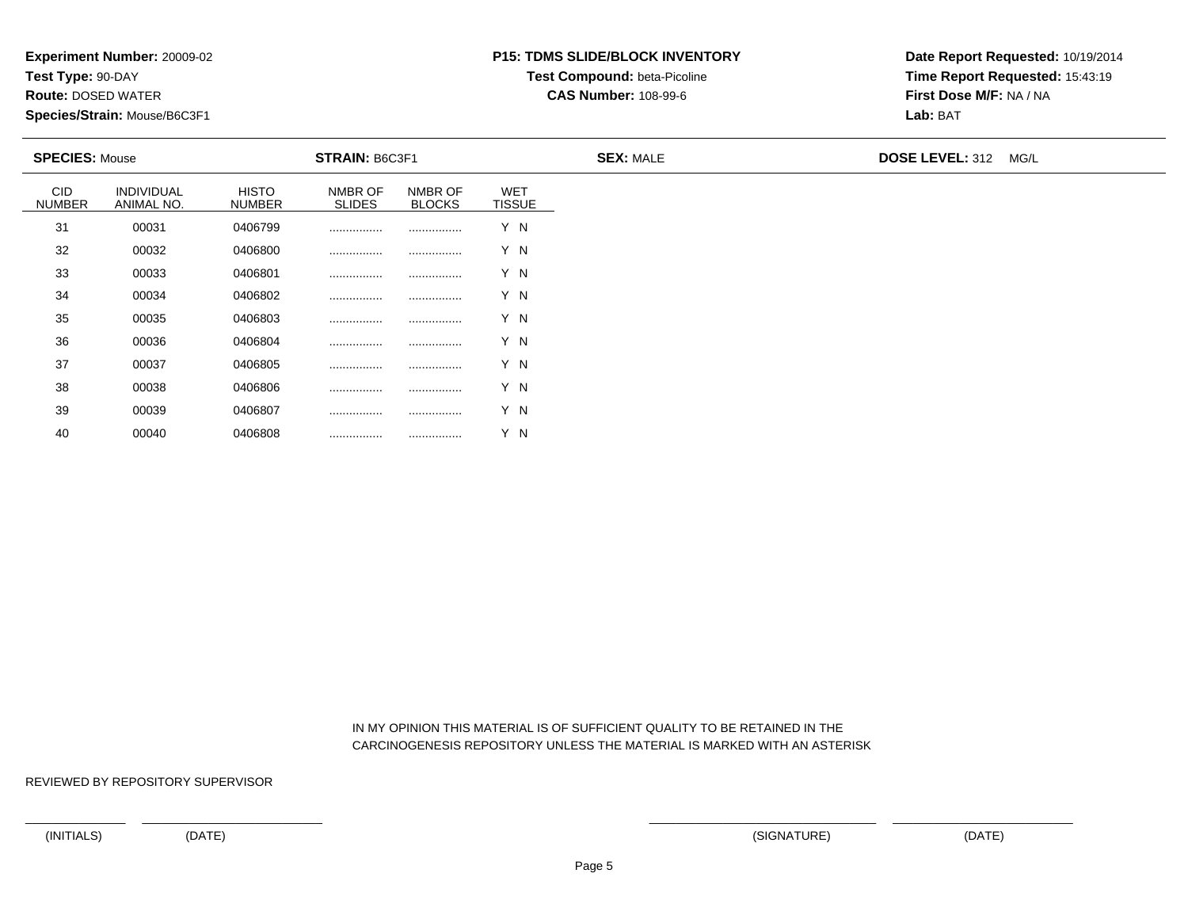**Experiment Number:** 20009-02
**Test Type:** 90-DAY
**Route:** DOSED WATER
**Species/Strain:** Mouse/B6C3F1

**P15: TDMS SLIDE/BLOCK INVENTORY**
**Test Compound:** beta-Picoline
**CAS Number:** 108-99-6

**Date Report Requested:** 10/19/2014
**Time Report Requested:** 15:43:19
**First Dose M/F:** NA / NA
**Lab:** BAT

**SPECIES:** Mouse **STRAIN:** B6C3F1 **SEX:** MALE **DOSE LEVEL:** 312 MG/L

| CID NUMBER | INDIVIDUAL ANIMAL NO. | HISTO NUMBER | NMBR OF SLIDES | NMBR OF BLOCKS | WET TISSUE |
|---|---|---|---|---|---|
| 31 | 00031 | 0406799 | ................ | ................ | Y N |
| 32 | 00032 | 0406800 | ................ | ................ | Y N |
| 33 | 00033 | 0406801 | ................ | ................ | Y N |
| 34 | 00034 | 0406802 | ................ | ................ | Y N |
| 35 | 00035 | 0406803 | ................ | ................ | Y N |
| 36 | 00036 | 0406804 | ................ | ................ | Y N |
| 37 | 00037 | 0406805 | ................ | ................ | Y N |
| 38 | 00038 | 0406806 | ................ | ................ | Y N |
| 39 | 00039 | 0406807 | ................ | ................ | Y N |
| 40 | 00040 | 0406808 | ................ | ................ | Y N |

IN MY OPINION THIS MATERIAL IS OF SUFFICIENT QUALITY TO BE RETAINED IN THE CARCINOGENESIS REPOSITORY UNLESS THE MATERIAL IS MARKED WITH AN ASTERISK

REVIEWED BY REPOSITORY SUPERVISOR

(INITIALS) (DATE) (SIGNATURE) (DATE)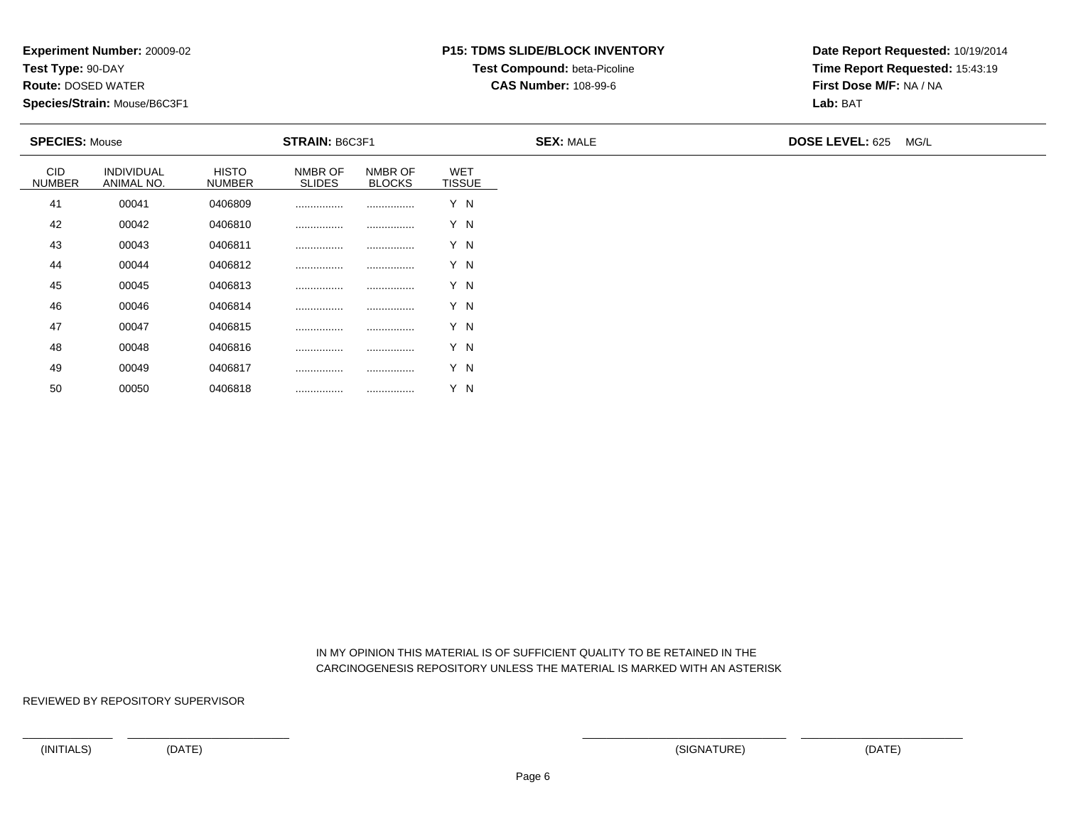**Experiment Number:** 20009-02
**Test Type:** 90-DAY
**Route:** DOSED WATER
**Species/Strain:** Mouse/B6C3F1

**P15: TDMS SLIDE/BLOCK INVENTORY**
**Test Compound:** beta-Picoline
**CAS Number:** 108-99-6

**Date Report Requested:** 10/19/2014
**Time Report Requested:** 15:43:19
**First Dose M/F:** NA / NA
**Lab:** BAT

**SPECIES:** Mouse **STRAIN:** B6C3F1 **SEX:** MALE **DOSE LEVEL:** 625 MG/L

| CID NUMBER | INDIVIDUAL ANIMAL NO. | HISTO NUMBER | NMBR OF SLIDES | NMBR OF BLOCKS | WET TISSUE |
|---|---|---|---|---|---|
| 41 | 00041 | 0406809 | ................ | ................ | Y N |
| 42 | 00042 | 0406810 | ................ | ................ | Y N |
| 43 | 00043 | 0406811 | ................ | ................ | Y N |
| 44 | 00044 | 0406812 | ................ | ................ | Y N |
| 45 | 00045 | 0406813 | ................ | ................ | Y N |
| 46 | 00046 | 0406814 | ................ | ................ | Y N |
| 47 | 00047 | 0406815 | ................ | ................ | Y N |
| 48 | 00048 | 0406816 | ................ | ................ | Y N |
| 49 | 00049 | 0406817 | ................ | ................ | Y N |
| 50 | 00050 | 0406818 | ................ | ................ | Y N |

IN MY OPINION THIS MATERIAL IS OF SUFFICIENT QUALITY TO BE RETAINED IN THE CARCINOGENESIS REPOSITORY UNLESS THE MATERIAL IS MARKED WITH AN ASTERISK

REVIEWED BY REPOSITORY SUPERVISOR

(INITIALS) (DATE) (SIGNATURE) (DATE)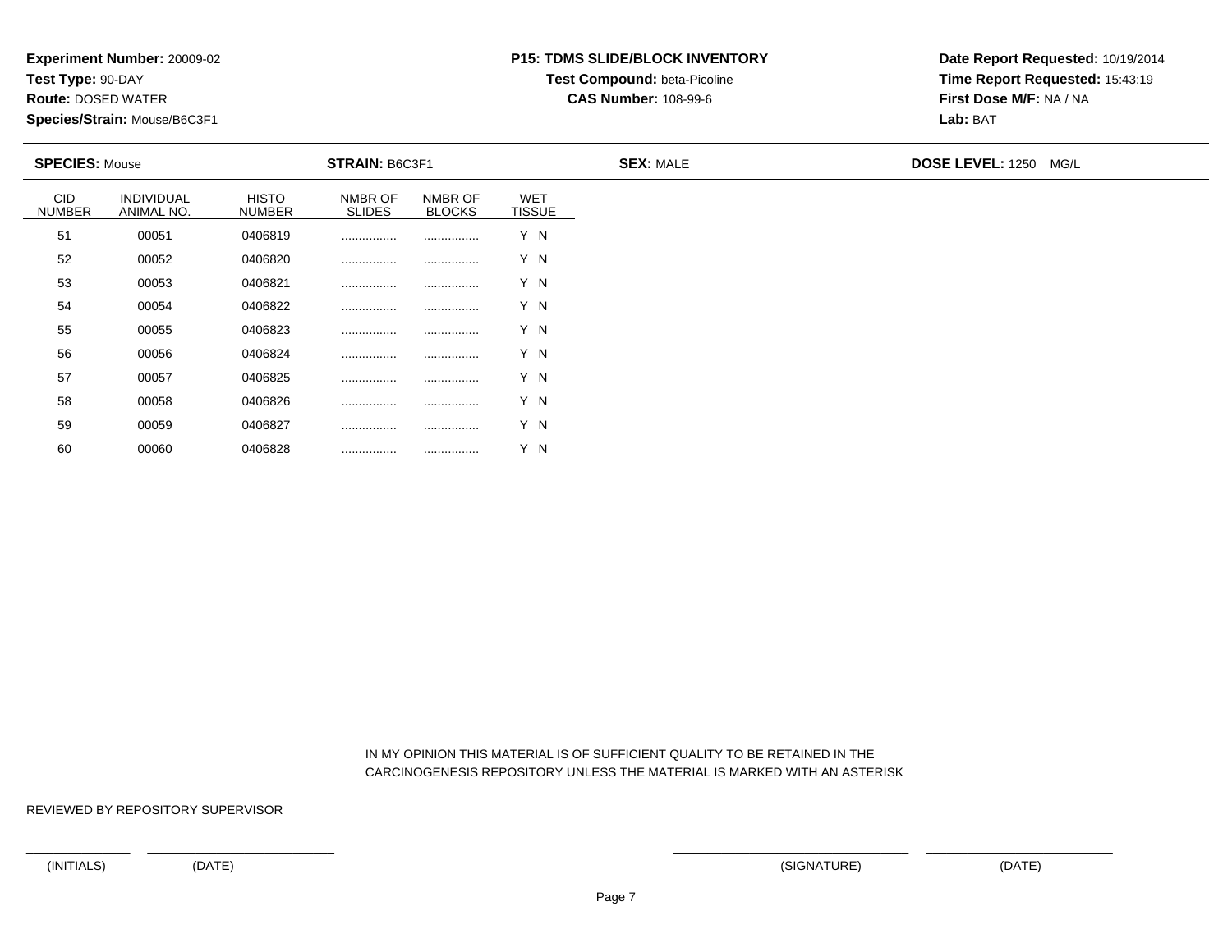**Experiment Number:** 20009-02
**Test Type:** 90-DAY
**Route:** DOSED WATER
**Species/Strain:** Mouse/B6C3F1

**P15: TDMS SLIDE/BLOCK INVENTORY**
**Test Compound:** beta-Picoline
**CAS Number:** 108-99-6

**Date Report Requested:** 10/19/2014
**Time Report Requested:** 15:43:19
**First Dose M/F:** NA / NA
**Lab:** BAT

**SPECIES:** Mouse **STRAIN:** B6C3F1 **SEX:** MALE **DOSE LEVEL:** 1250 MG/L

| CID NUMBER | INDIVIDUAL ANIMAL NO. | HISTO NUMBER | NMBR OF SLIDES | NMBR OF BLOCKS | WET TISSUE |
|---|---|---|---|---|---|
| 51 | 00051 | 0406819 | ................ | ................ | Y N |
| 52 | 00052 | 0406820 | ................ | ................ | Y N |
| 53 | 00053 | 0406821 | ................ | ................ | Y N |
| 54 | 00054 | 0406822 | ................ | ................ | Y N |
| 55 | 00055 | 0406823 | ................ | ................ | Y N |
| 56 | 00056 | 0406824 | ................ | ................ | Y N |
| 57 | 00057 | 0406825 | ................ | ................ | Y N |
| 58 | 00058 | 0406826 | ................ | ................ | Y N |
| 59 | 00059 | 0406827 | ................ | ................ | Y N |
| 60 | 00060 | 0406828 | ................ | ................ | Y N |

IN MY OPINION THIS MATERIAL IS OF SUFFICIENT QUALITY TO BE RETAINED IN THE CARCINOGENESIS REPOSITORY UNLESS THE MATERIAL IS MARKED WITH AN ASTERISK

REVIEWED BY REPOSITORY SUPERVISOR

(INITIALS) (DATE) (SIGNATURE) (DATE)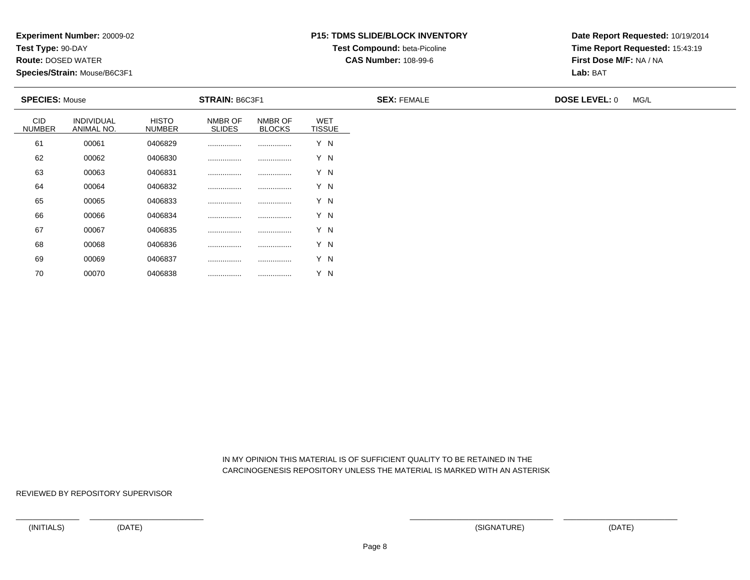**Experiment Number:** 20009-02
**Test Type:** 90-DAY
**Route:** DOSED WATER
**Species/Strain:** Mouse/B6C3F1

**P15: TDMS SLIDE/BLOCK INVENTORY**
**Test Compound:** beta-Picoline
**CAS Number:** 108-99-6

**Date Report Requested:** 10/19/2014
**Time Report Requested:** 15:43:19
**First Dose M/F:** NA / NA
**Lab:** BAT

**SPECIES:** Mouse **STRAIN:** B6C3F1 **SEX:** FEMALE **DOSE LEVEL:** 0 MG/L

| CID NUMBER | INDIVIDUAL ANIMAL NO. | HISTO NUMBER | NMBR OF SLIDES | NMBR OF BLOCKS | WET TISSUE |
|---|---|---|---|---|---|
| 61 | 00061 | 0406829 | ................ | ................ | Y N |
| 62 | 00062 | 0406830 | ................ | ................ | Y N |
| 63 | 00063 | 0406831 | ................ | ................ | Y N |
| 64 | 00064 | 0406832 | ................ | ................ | Y N |
| 65 | 00065 | 0406833 | ................ | ................ | Y N |
| 66 | 00066 | 0406834 | ................ | ................ | Y N |
| 67 | 00067 | 0406835 | ................ | ................ | Y N |
| 68 | 00068 | 0406836 | ................ | ................ | Y N |
| 69 | 00069 | 0406837 | ................ | ................ | Y N |
| 70 | 00070 | 0406838 | ................ | ................ | Y N |

IN MY OPINION THIS MATERIAL IS OF SUFFICIENT QUALITY TO BE RETAINED IN THE CARCINOGENESIS REPOSITORY UNLESS THE MATERIAL IS MARKED WITH AN ASTERISK

REVIEWED BY REPOSITORY SUPERVISOR

(INITIALS) (DATE) (SIGNATURE) (DATE)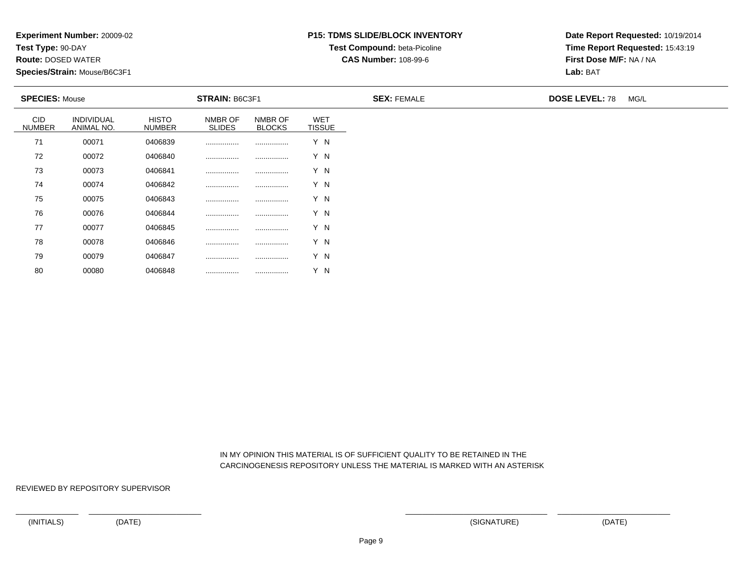**Experiment Number:** 20009-02
**Test Type:** 90-DAY
**Route:** DOSED WATER
**Species/Strain:** Mouse/B6C3F1

**P15: TDMS SLIDE/BLOCK INVENTORY**
**Test Compound:** beta-Picoline
**CAS Number:** 108-99-6

**Date Report Requested:** 10/19/2014
**Time Report Requested:** 15:43:19
**First Dose M/F:** NA / NA
**Lab:** BAT

**SPECIES:** Mouse **STRAIN:** B6C3F1 **SEX:** FEMALE **DOSE LEVEL:** 78 MG/L

| CID NUMBER | INDIVIDUAL ANIMAL NO. | HISTO NUMBER | NMBR OF SLIDES | NMBR OF BLOCKS | WET TISSUE |
|---|---|---|---|---|---|
| 71 | 00071 | 0406839 | ................ | ................ | Y N |
| 72 | 00072 | 0406840 | ................ | ................ | Y N |
| 73 | 00073 | 0406841 | ................ | ................ | Y N |
| 74 | 00074 | 0406842 | ................ | ................ | Y N |
| 75 | 00075 | 0406843 | ................ | ................ | Y N |
| 76 | 00076 | 0406844 | ................ | ................ | Y N |
| 77 | 00077 | 0406845 | ................ | ................ | Y N |
| 78 | 00078 | 0406846 | ................ | ................ | Y N |
| 79 | 00079 | 0406847 | ................ | ................ | Y N |
| 80 | 00080 | 0406848 | ................ | ................ | Y N |

IN MY OPINION THIS MATERIAL IS OF SUFFICIENT QUALITY TO BE RETAINED IN THE CARCINOGENESIS REPOSITORY UNLESS THE MATERIAL IS MARKED WITH AN ASTERISK

REVIEWED BY REPOSITORY SUPERVISOR

(INITIALS) (DATE) (SIGNATURE) (DATE)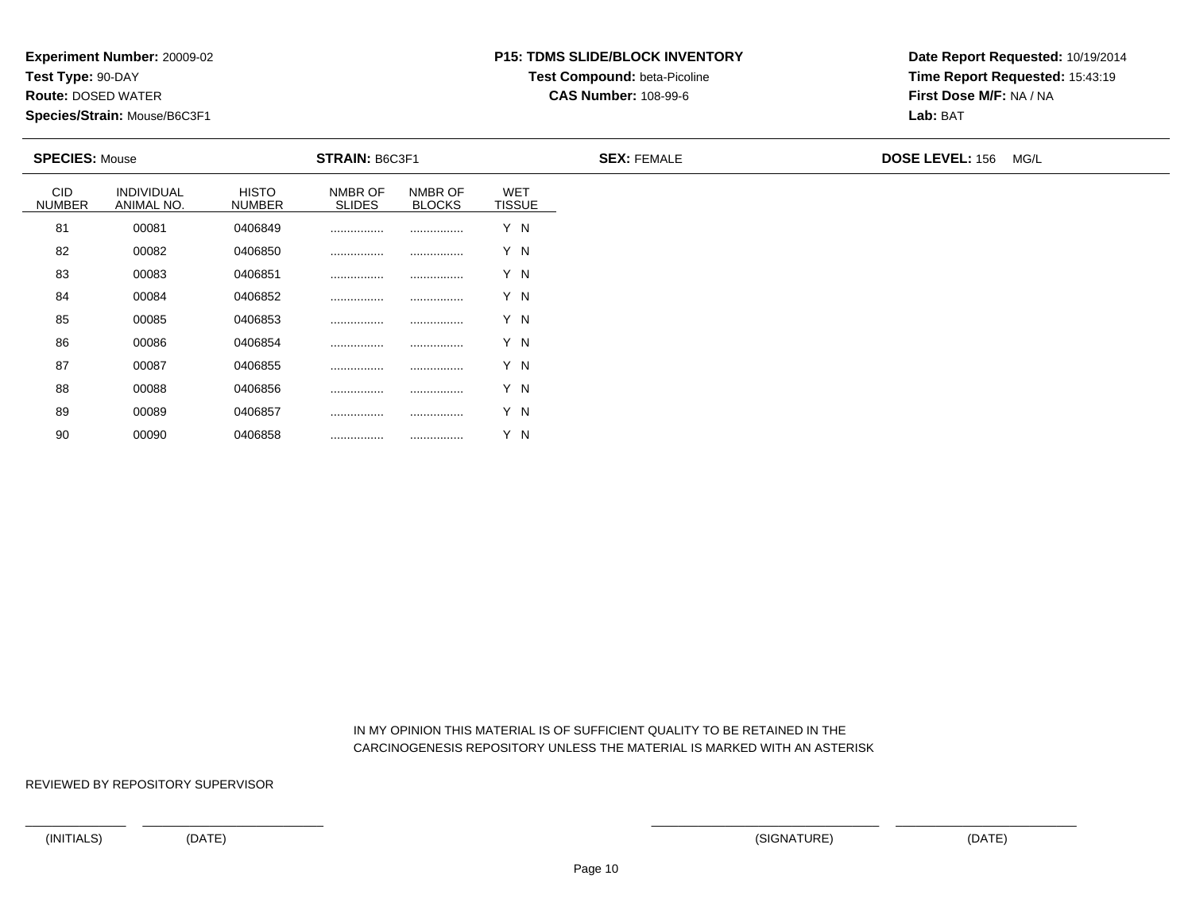**Experiment Number:** 20009-02
**Test Type:** 90-DAY
**Route:** DOSED WATER
**Species/Strain:** Mouse/B6C3F1

**P15: TDMS SLIDE/BLOCK INVENTORY**
**Test Compound:** beta-Picoline
**CAS Number:** 108-99-6

**Date Report Requested:** 10/19/2014
**Time Report Requested:** 15:43:19
**First Dose M/F:** NA / NA
**Lab:** BAT

**SPECIES:** Mouse **STRAIN:** B6C3F1 **SEX:** FEMALE **DOSE LEVEL:** 156 MG/L

| CID NUMBER | INDIVIDUAL ANIMAL NO. | HISTO NUMBER | NMBR OF SLIDES | NMBR OF BLOCKS | WET TISSUE |
|---|---|---|---|---|---|
| 81 | 00081 | 0406849 | ................ | ................ | Y N |
| 82 | 00082 | 0406850 | ................ | ................ | Y N |
| 83 | 00083 | 0406851 | ................ | ................ | Y N |
| 84 | 00084 | 0406852 | ................ | ................ | Y N |
| 85 | 00085 | 0406853 | ................ | ................ | Y N |
| 86 | 00086 | 0406854 | ................ | ................ | Y N |
| 87 | 00087 | 0406855 | ................ | ................ | Y N |
| 88 | 00088 | 0406856 | ................ | ................ | Y N |
| 89 | 00089 | 0406857 | ................ | ................ | Y N |
| 90 | 00090 | 0406858 | ................ | ................ | Y N |

IN MY OPINION THIS MATERIAL IS OF SUFFICIENT QUALITY TO BE RETAINED IN THE CARCINOGENESIS REPOSITORY UNLESS THE MATERIAL IS MARKED WITH AN ASTERISK

REVIEWED BY REPOSITORY SUPERVISOR

(INITIALS) (DATE) (SIGNATURE) (DATE)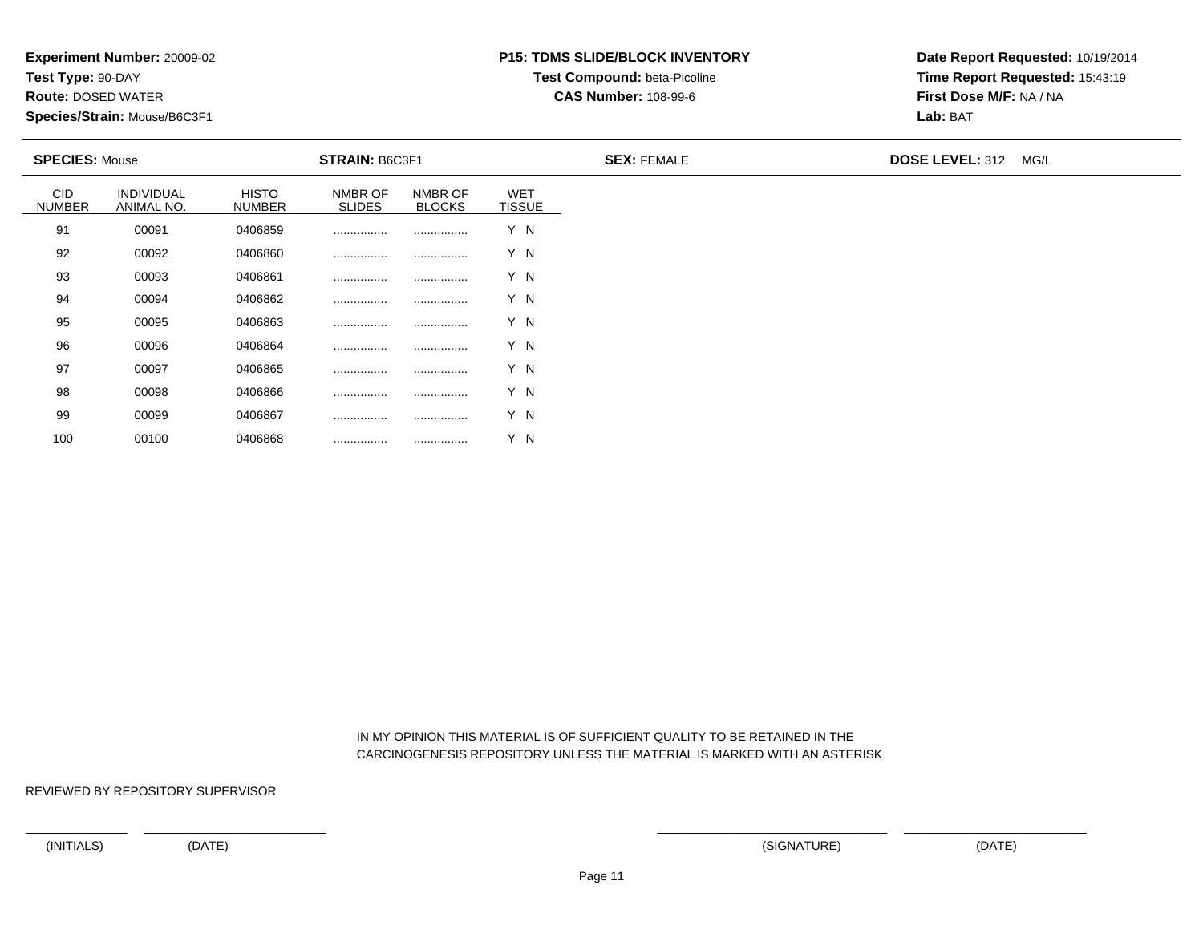**Experiment Number:** 20009-02
**Test Type:** 90-DAY
**Route:** DOSED WATER
**Species/Strain:** Mouse/B6C3F1

**P15: TDMS SLIDE/BLOCK INVENTORY**
**Test Compound:** beta-Picoline
**CAS Number:** 108-99-6

**Date Report Requested:** 10/19/2014
**Time Report Requested:** 15:43:19
**First Dose M/F:** NA / NA
**Lab:** BAT

**SPECIES:** Mouse **STRAIN:** B6C3F1 **SEX:** FEMALE **DOSE LEVEL:** 312 MG/L

| CID NUMBER | INDIVIDUAL ANIMAL NO. | HISTO NUMBER | NMBR OF SLIDES | NMBR OF BLOCKS | WET TISSUE |
|---|---|---|---|---|---|
| 91 | 00091 | 0406859 | ................ | ................ | Y N |
| 92 | 00092 | 0406860 | ................ | ................ | Y N |
| 93 | 00093 | 0406861 | ................ | ................ | Y N |
| 94 | 00094 | 0406862 | ................ | ................ | Y N |
| 95 | 00095 | 0406863 | ................ | ................ | Y N |
| 96 | 00096 | 0406864 | ................ | ................ | Y N |
| 97 | 00097 | 0406865 | ................ | ................ | Y N |
| 98 | 00098 | 0406866 | ................ | ................ | Y N |
| 99 | 00099 | 0406867 | ................ | ................ | Y N |
| 100 | 00100 | 0406868 | ................ | ................ | Y N |

IN MY OPINION THIS MATERIAL IS OF SUFFICIENT QUALITY TO BE RETAINED IN THE CARCINOGENESIS REPOSITORY UNLESS THE MATERIAL IS MARKED WITH AN ASTERISK

REVIEWED BY REPOSITORY SUPERVISOR

(INITIALS) (DATE) (SIGNATURE) (DATE)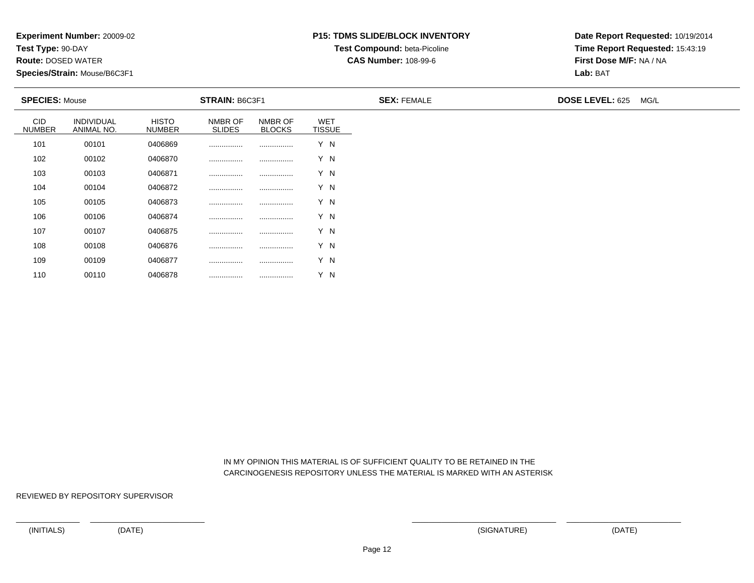**Experiment Number:** 20009-02
**Test Type:** 90-DAY
**Route:** DOSED WATER
**Species/Strain:** Mouse/B6C3F1

**P15: TDMS SLIDE/BLOCK INVENTORY**
**Test Compound:** beta-Picoline
**CAS Number:** 108-99-6

**Date Report Requested:** 10/19/2014
**Time Report Requested:** 15:43:19
**First Dose M/F:** NA / NA
**Lab:** BAT

**SPECIES:** Mouse  **STRAIN:** B6C3F1  **SEX:** FEMALE  **DOSE LEVEL:** 625 MG/L

| CID NUMBER | INDIVIDUAL ANIMAL NO. | HISTO NUMBER | NMBR OF SLIDES | NMBR OF BLOCKS | WET TISSUE |
|---|---|---|---|---|---|
| 101 | 00101 | 0406869 | ................ | ................ | Y N |
| 102 | 00102 | 0406870 | ................ | ................ | Y N |
| 103 | 00103 | 0406871 | ................ | ................ | Y N |
| 104 | 00104 | 0406872 | ................ | ................ | Y N |
| 105 | 00105 | 0406873 | ................ | ................ | Y N |
| 106 | 00106 | 0406874 | ................ | ................ | Y N |
| 107 | 00107 | 0406875 | ................ | ................ | Y N |
| 108 | 00108 | 0406876 | ................ | ................ | Y N |
| 109 | 00109 | 0406877 | ................ | ................ | Y N |
| 110 | 00110 | 0406878 | ................ | ................ | Y N |

IN MY OPINION THIS MATERIAL IS OF SUFFICIENT QUALITY TO BE RETAINED IN THE CARCINOGENESIS REPOSITORY UNLESS THE MATERIAL IS MARKED WITH AN ASTERISK

REVIEWED BY REPOSITORY SUPERVISOR

(INITIALS) (DATE) (SIGNATURE) (DATE)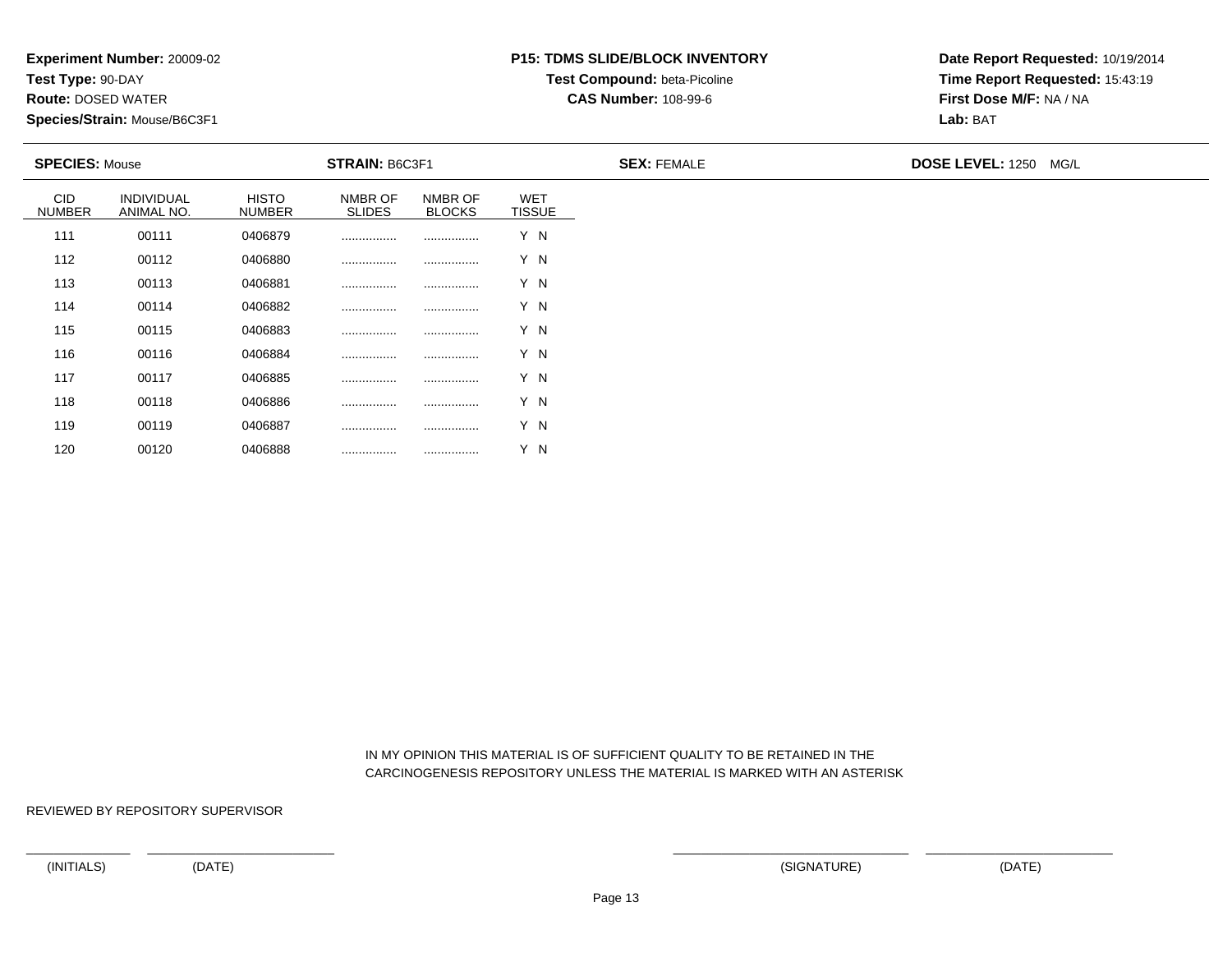**Experiment Number:** 20009-02
**Test Type:** 90-DAY
**Route:** DOSED WATER
**Species/Strain:** Mouse/B6C3F1

**P15: TDMS SLIDE/BLOCK INVENTORY**
**Test Compound:** beta-Picoline
**CAS Number:** 108-99-6

**Date Report Requested:** 10/19/2014
**Time Report Requested:** 15:43:19
**First Dose M/F:** NA / NA
**Lab:** BAT

**SPECIES:** Mouse **STRAIN:** B6C3F1 **SEX:** FEMALE **DOSE LEVEL:** 1250 MG/L

| CID NUMBER | INDIVIDUAL ANIMAL NO. | HISTO NUMBER | NMBR OF SLIDES | NMBR OF BLOCKS | WET TISSUE |
|---|---|---|---|---|---|
| 111 | 00111 | 0406879 | ................ | ................ | Y N |
| 112 | 00112 | 0406880 | ................ | ................ | Y N |
| 113 | 00113 | 0406881 | ................ | ................ | Y N |
| 114 | 00114 | 0406882 | ................ | ................ | Y N |
| 115 | 00115 | 0406883 | ................ | ................ | Y N |
| 116 | 00116 | 0406884 | ................ | ................ | Y N |
| 117 | 00117 | 0406885 | ................ | ................ | Y N |
| 118 | 00118 | 0406886 | ................ | ................ | Y N |
| 119 | 00119 | 0406887 | ................ | ................ | Y N |
| 120 | 00120 | 0406888 | ................ | ................ | Y N |

IN MY OPINION THIS MATERIAL IS OF SUFFICIENT QUALITY TO BE RETAINED IN THE CARCINOGENESIS REPOSITORY UNLESS THE MATERIAL IS MARKED WITH AN ASTERISK

REVIEWED BY REPOSITORY SUPERVISOR

(INITIALS) (DATE) (SIGNATURE) (DATE)